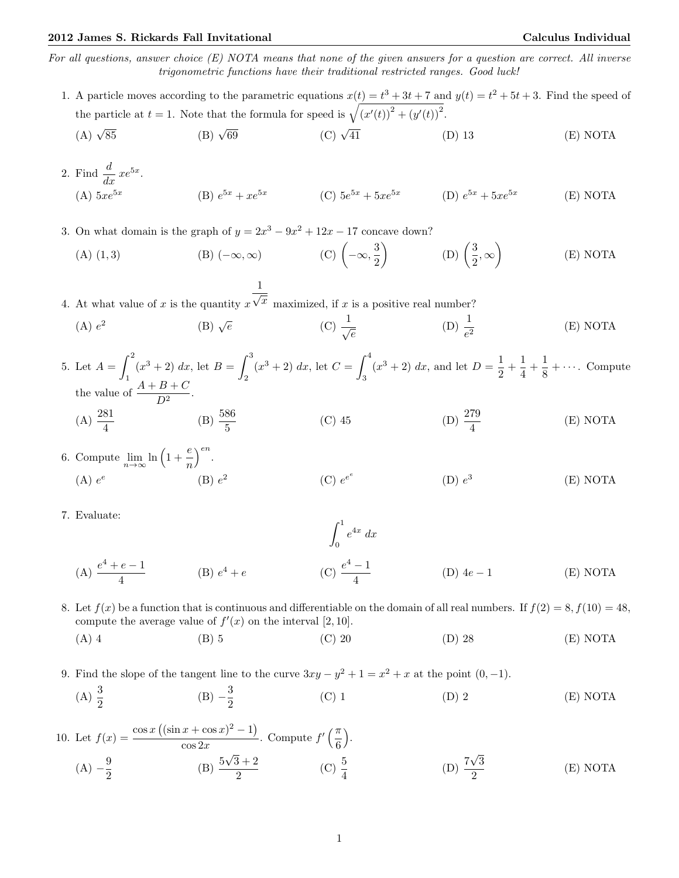**2012 James S. Rickards Fall Invitational** **Calculus Individual**

*For all questions, answer choice (E) NOTA means that none of the given answers for a question are correct. All inverse trigonometric functions have their traditional restricted ranges. Good luck!*

1. A particle moves according to the parametric equations $x(t) = t^3 + 3t + 7$ and $y(t) = t^2 + 5t + 3$. Find the speed of the particle at $t = 1$. Note that the formula for speed is $\sqrt{(x'(t))^2 + (y'(t))^2}$.

   (A) $\sqrt{85}$ (B) $\sqrt{69}$ (C) $\sqrt{41}$ (D) 13 (E) NOTA

2. Find $\dfrac{d}{dx}\, xe^{5x}$.

   (A) $5xe^{5x}$ (B) $e^{5x} + xe^{5x}$ (C) $5e^{5x} + 5xe^{5x}$ (D) $e^{5x} + 5xe^{5x}$ (E) NOTA

3. On what domain is the graph of $y = 2x^3 - 9x^2 + 12x - 17$ concave down?

   (A) $(1, 3)$ (B) $(-\infty, \infty)$ (C) $\left(-\infty, \dfrac{3}{2}\right)$ (D) $\left(\dfrac{3}{2}, \infty\right)$ (E) NOTA

4. At what value of $x$ is the quantity $x^{\frac{1}{\sqrt{x}}}$ maximized, if $x$ is a positive real number?

   (A) $e^2$ (B) $\sqrt{e}$ (C) $\dfrac{1}{\sqrt{e}}$ (D) $\dfrac{1}{e^2}$ (E) NOTA

5. Let $A = \displaystyle\int_1^2 (x^3 + 2)\, dx$, let $B = \displaystyle\int_2^3 (x^3 + 2)\, dx$, let $C = \displaystyle\int_3^4 (x^3 + 2)\, dx$, and let $D = \dfrac{1}{2} + \dfrac{1}{4} + \dfrac{1}{8} + \cdots$. Compute the value of $\dfrac{A + B + C}{D^2}$.

   (A) $\dfrac{281}{4}$ (B) $\dfrac{586}{5}$ (C) 45 (D) $\dfrac{279}{4}$ (E) NOTA

6. Compute $\displaystyle\lim_{n\to\infty} \ln\left(1 + \frac{e}{n}\right)^{en}$.

   (A) $e^e$ (B) $e^2$ (C) $e^{e^e}$ (D) $e^3$ (E) NOTA

7. Evaluate:

   $$\int_0^1 e^{4x}\, dx$$

   (A) $\dfrac{e^4 + e - 1}{4}$ (B) $e^4 + e$ (C) $\dfrac{e^4 - 1}{4}$ (D) $4e - 1$ (E) NOTA

8. Let $f(x)$ be a function that is continuous and differentiable on the domain of all real numbers. If $f(2) = 8, f(10) = 48$, compute the average value of $f'(x)$ on the interval $[2, 10]$.

   (A) 4 (B) 5 (C) 20 (D) 28 (E) NOTA

9. Find the slope of the tangent line to the curve $3xy - y^2 + 1 = x^2 + x$ at the point $(0, -1)$.

   (A) $\dfrac{3}{2}$ (B) $-\dfrac{3}{2}$ (C) 1 (D) 2 (E) NOTA

10. Let $f(x) = \dfrac{\cos x\left((\sin x + \cos x)^2 - 1\right)}{\cos 2x}$. Compute $f'\left(\dfrac{\pi}{6}\right)$.

    (A) $-\dfrac{9}{2}$ (B) $\dfrac{5\sqrt{3} + 2}{2}$ (C) $\dfrac{5}{4}$ (D) $\dfrac{7\sqrt{3}}{2}$ (E) NOTA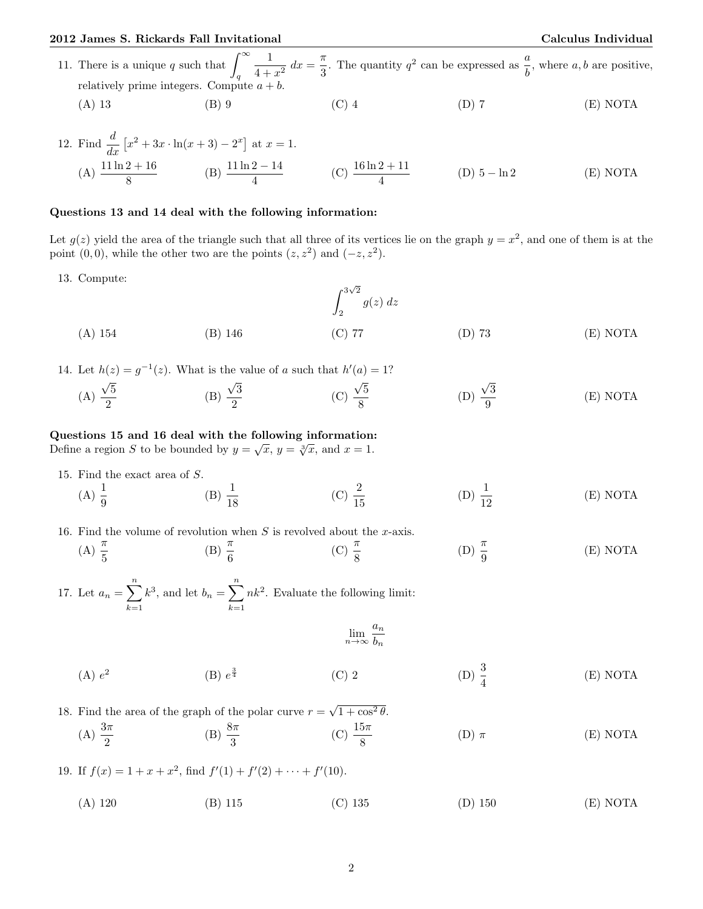11. There is a unique $q$ such that $\int_q^\infty \frac{1}{4+x^2}\,dx = \frac{\pi}{3}$. The quantity $q^2$ can be expressed as $\frac{a}{b}$, where $a, b$ are positive, relatively prime integers. Compute $a+b$.

(A) 13 (B) 9 (C) 4 (D) 7 (E) NOTA

12. Find $\frac{d}{dx}\left[x^2 + 3x \cdot \ln(x+3) - 2^x\right]$ at $x = 1$.

(A) $\frac{11\ln 2 + 16}{8}$ (B) $\frac{11\ln 2 - 14}{4}$ (C) $\frac{16\ln 2 + 11}{4}$ (D) $5 - \ln 2$ (E) NOTA

**Questions 13 and 14 deal with the following information:**

Let $g(z)$ yield the area of the triangle such that all three of its vertices lie on the graph $y = x^2$, and one of them is at the point $(0,0)$, while the other two are the points $(z, z^2)$ and $(-z, z^2)$.

13. Compute:

$$\int_2^{3\sqrt{2}} g(z)\,dz$$

(A) 154 (B) 146 (C) 77 (D) 73 (E) NOTA

14. Let $h(z) = g^{-1}(z)$. What is the value of $a$ such that $h'(a) = 1$?

(A) $\frac{\sqrt{5}}{2}$ (B) $\frac{\sqrt{3}}{2}$ (C) $\frac{\sqrt{5}}{8}$ (D) $\frac{\sqrt{3}}{9}$ (E) NOTA

**Questions 15 and 16 deal with the following information:**
Define a region $S$ to be bounded by $y = \sqrt{x}$, $y = \sqrt[3]{x}$, and $x = 1$.

15. Find the exact area of $S$.

(A) $\frac{1}{9}$ (B) $\frac{1}{18}$ (C) $\frac{2}{15}$ (D) $\frac{1}{12}$ (E) NOTA

16. Find the volume of revolution when $S$ is revolved about the $x$-axis.

(A) $\frac{\pi}{5}$ (B) $\frac{\pi}{6}$ (C) $\frac{\pi}{8}$ (D) $\frac{\pi}{9}$ (E) NOTA

17. Let $a_n = \sum_{k=1}^{n} k^3$, and let $b_n = \sum_{k=1}^{n} nk^2$. Evaluate the following limit:

$$\lim_{n\to\infty} \frac{a_n}{b_n}$$

(A) $e^2$ (B) $e^{\frac{3}{4}}$ (C) 2 (D) $\frac{3}{4}$ (E) NOTA

18. Find the area of the graph of the polar curve $r = \sqrt{1 + \cos^2\theta}$.

(A) $\frac{3\pi}{2}$ (B) $\frac{8\pi}{3}$ (C) $\frac{15\pi}{8}$ (D) $\pi$ (E) NOTA

19. If $f(x) = 1 + x + x^2$, find $f'(1) + f'(2) + \cdots + f'(10)$.

(A) 120 (B) 115 (C) 135 (D) 150 (E) NOTA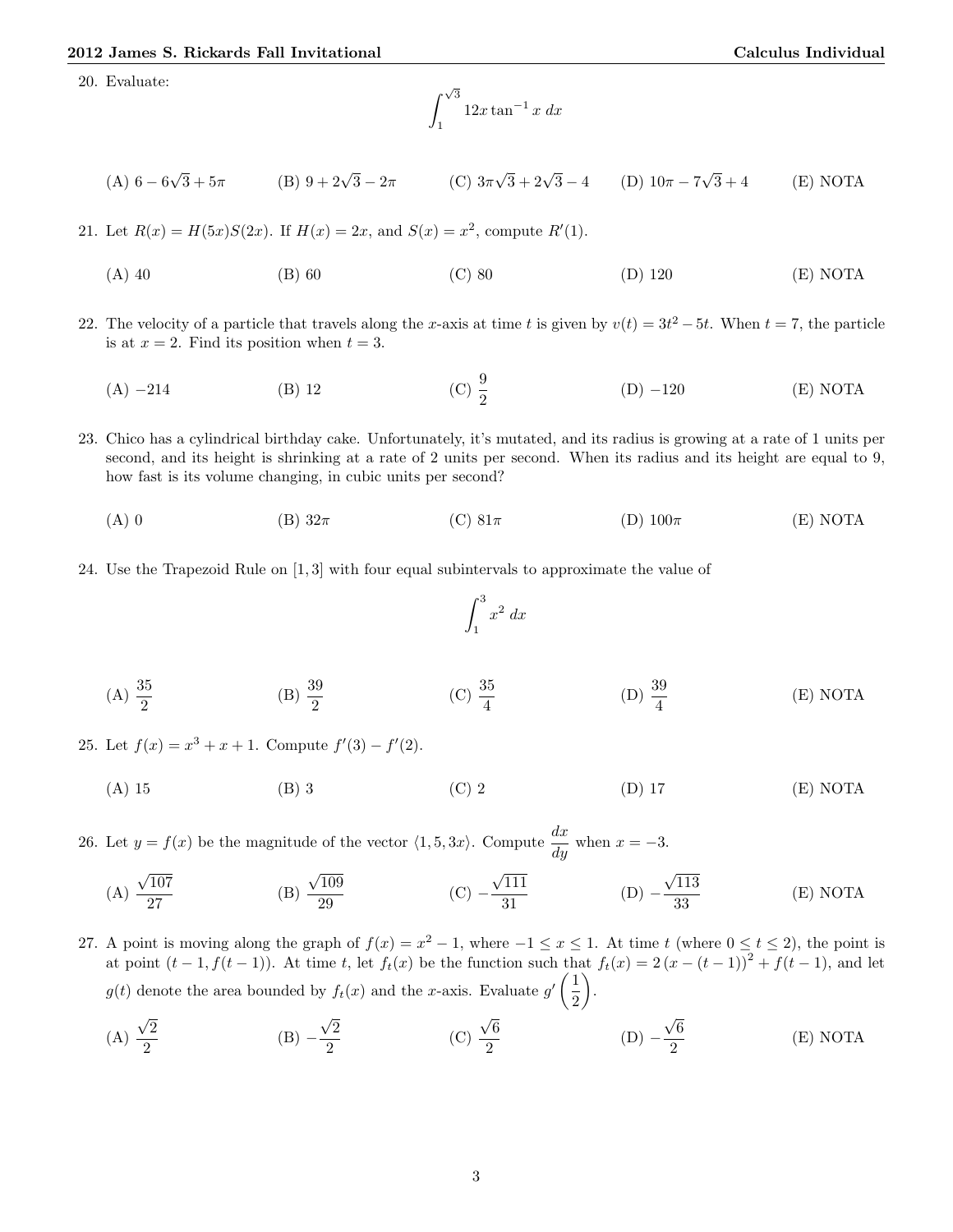20. Evaluate:

$$\int_1^{\sqrt{3}} 12x \tan^{-1} x \, dx$$

(A) $6 - 6\sqrt{3} + 5\pi$ (B) $9 + 2\sqrt{3} - 2\pi$ (C) $3\pi\sqrt{3} + 2\sqrt{3} - 4$ (D) $10\pi - 7\sqrt{3} + 4$ (E) NOTA

21. Let $R(x) = H(5x)S(2x)$. If $H(x) = 2x$, and $S(x) = x^2$, compute $R'(1)$.

(A) 40 (B) 60 (C) 80 (D) 120 (E) NOTA

22. The velocity of a particle that travels along the $x$-axis at time $t$ is given by $v(t) = 3t^2 - 5t$. When $t = 7$, the particle is at $x = 2$. Find its position when $t = 3$.

(A) $-214$ (B) 12 (C) $\frac{9}{2}$ (D) $-120$ (E) NOTA

23. Chico has a cylindrical birthday cake. Unfortunately, it's mutated, and its radius is growing at a rate of 1 units per second, and its height is shrinking at a rate of 2 units per second. When its radius and its height are equal to 9, how fast is its volume changing, in cubic units per second?

(A) 0 (B) $32\pi$ (C) $81\pi$ (D) $100\pi$ (E) NOTA

24. Use the Trapezoid Rule on $[1, 3]$ with four equal subintervals to approximate the value of

$$\int_1^3 x^2 \, dx$$

(A) $\frac{35}{2}$ (B) $\frac{39}{2}$ (C) $\frac{35}{4}$ (D) $\frac{39}{4}$ (E) NOTA

25. Let $f(x) = x^3 + x + 1$. Compute $f'(3) - f'(2)$.

(A) 15 (B) 3 (C) 2 (D) 17 (E) NOTA

26. Let $y = f(x)$ be the magnitude of the vector $\langle 1, 5, 3x \rangle$. Compute $\frac{dx}{dy}$ when $x = -3$.

(A) $\frac{\sqrt{107}}{27}$ (B) $\frac{\sqrt{109}}{29}$ (C) $-\frac{\sqrt{111}}{31}$ (D) $-\frac{\sqrt{113}}{33}$ (E) NOTA

27. A point is moving along the graph of $f(x) = x^2 - 1$, where $-1 \leq x \leq 1$. At time $t$ (where $0 \leq t \leq 2$), the point is at point $(t-1, f(t-1))$. At time $t$, let $f_t(x)$ be the function such that $f_t(x) = 2\left(x - (t-1)\right)^2 + f(t-1)$, and let $g(t)$ denote the area bounded by $f_t(x)$ and the $x$-axis. Evaluate $g'\left(\frac{1}{2}\right)$.

(A) $\frac{\sqrt{2}}{2}$ (B) $-\frac{\sqrt{2}}{2}$ (C) $\frac{\sqrt{6}}{2}$ (D) $-\frac{\sqrt{6}}{2}$ (E) NOTA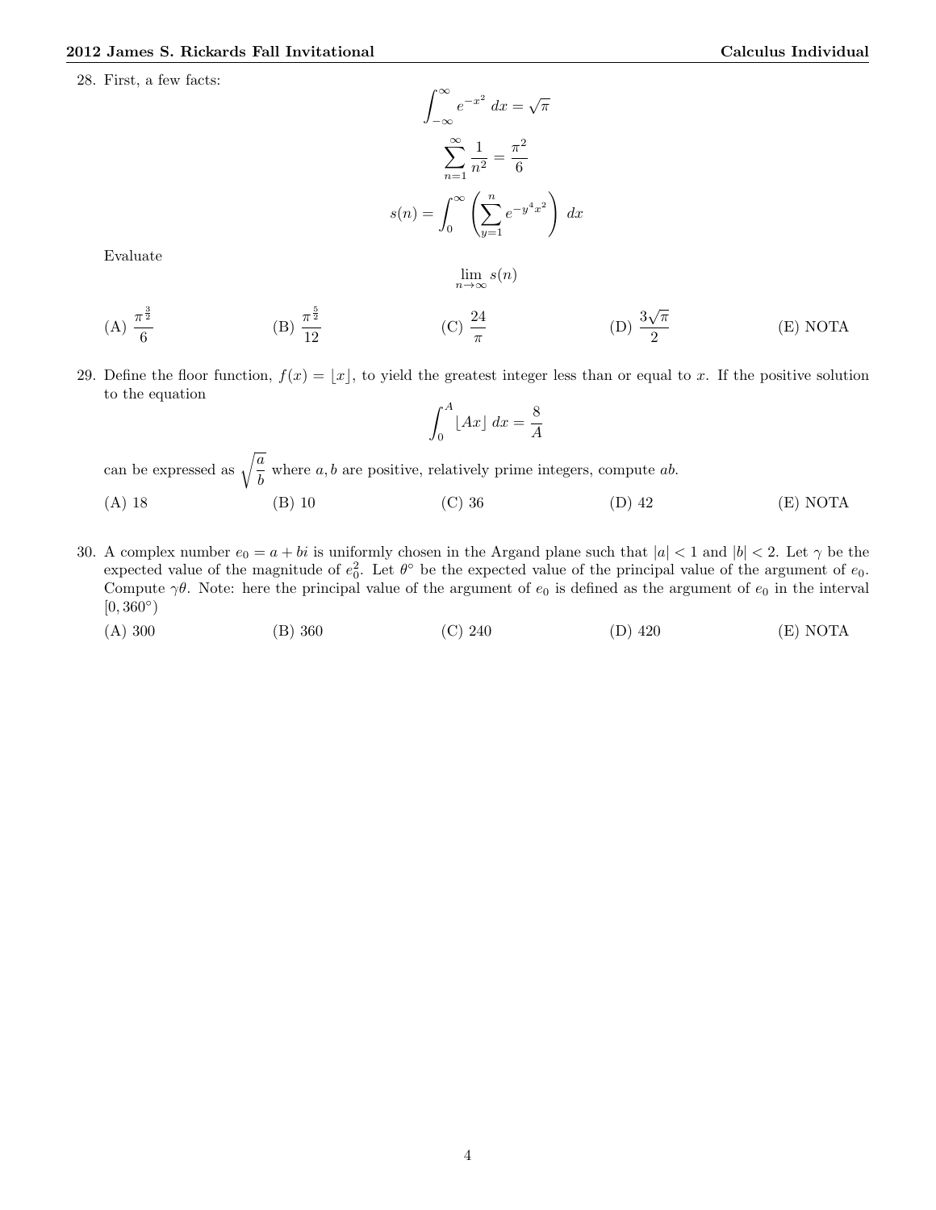28. First, a few facts:

$$\int_{-\infty}^{\infty} e^{-x^2}\, dx = \sqrt{\pi}$$

$$\sum_{n=1}^{\infty} \frac{1}{n^2} = \frac{\pi^2}{6}$$

$$s(n) = \int_0^{\infty} \left( \sum_{y=1}^{n} e^{-y^4 x^2} \right)\, dx$$

Evaluate

$$\lim_{n\to\infty} s(n)$$

(A) $\frac{\pi^{\frac{3}{2}}}{6}$ (B) $\frac{\pi^{\frac{5}{2}}}{12}$ (C) $\frac{24}{\pi}$ (D) $\frac{3\sqrt{\pi}}{2}$ (E) NOTA

29. Define the floor function, $f(x) = \lfloor x \rfloor$, to yield the greatest integer less than or equal to $x$. If the positive solution to the equation

$$\int_0^A \lfloor Ax \rfloor\, dx = \frac{8}{A}$$

can be expressed as $\sqrt{\frac{a}{b}}$ where $a, b$ are positive, relatively prime integers, compute $ab$.

(A) 18 (B) 10 (C) 36 (D) 42 (E) NOTA

30. A complex number $e_0 = a + bi$ is uniformly chosen in the Argand plane such that $|a| < 1$ and $|b| < 2$. Let $\gamma$ be the expected value of the magnitude of $e_0^2$. Let $\theta^\circ$ be the expected value of the principal value of the argument of $e_0$. Compute $\gamma\theta$. Note: here the principal value of the argument of $e_0$ is defined as the argument of $e_0$ in the interval $[0, 360^\circ)$

(A) 300 (B) 360 (C) 240 (D) 420 (E) NOTA